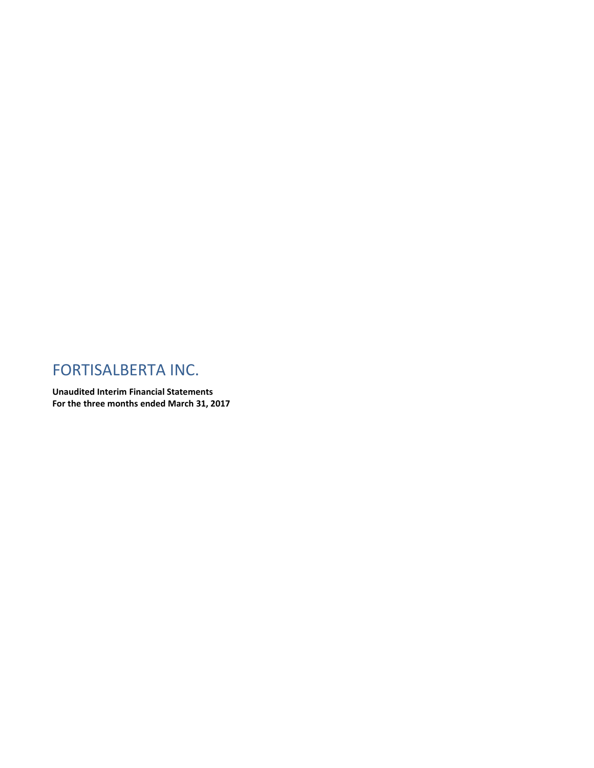# FORTISALBERTA INC.

**Unaudited Interim Financial Statements**
**For the three months ended March 31, 2017**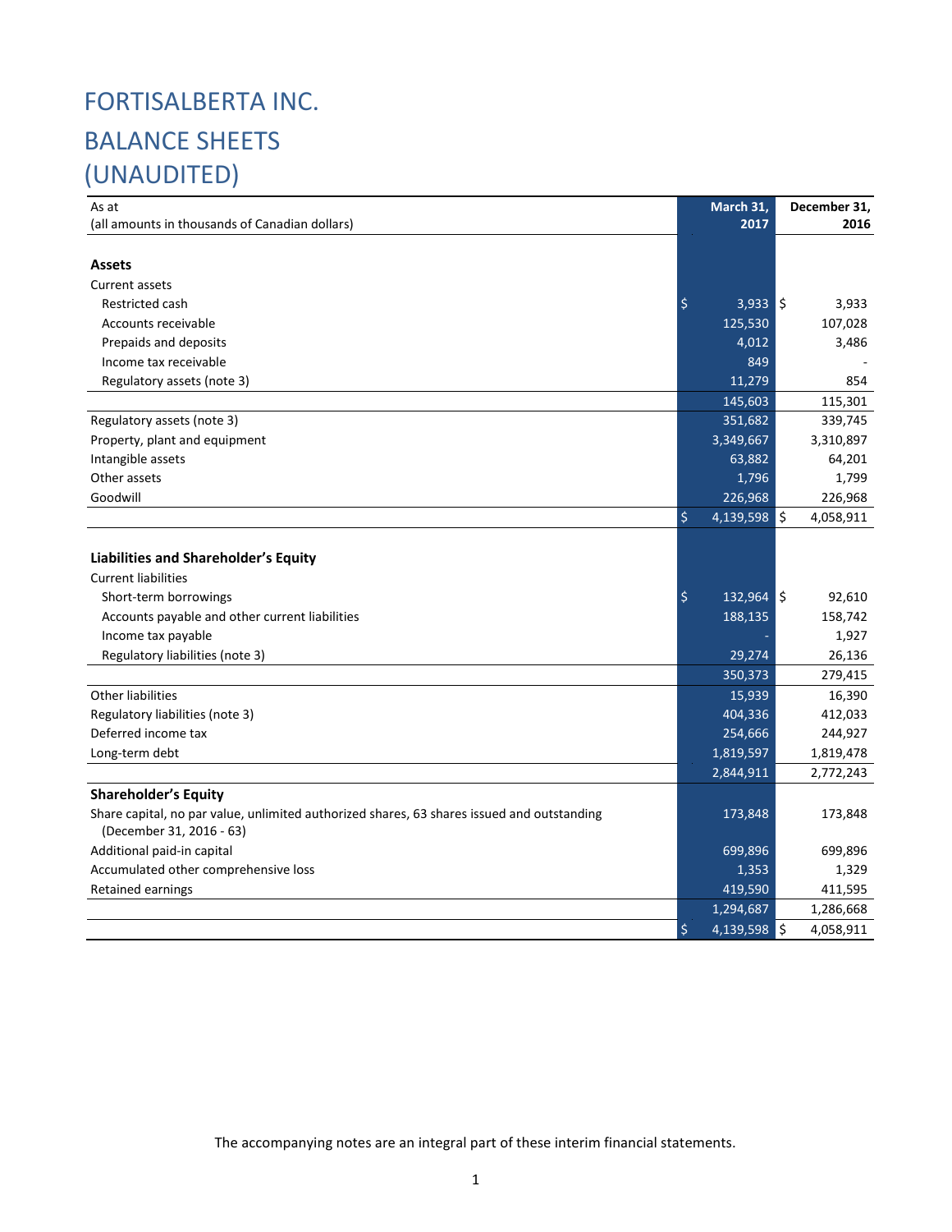# FORTISALBERTA INC.

# BALANCE SHEETS

# (UNAUDITED)

| As at<br>(all amounts in thousands of Canadian dollars) | March 31, 2017 | December 31, 2016 |
|---|---|---|
| **Assets** | | |
| Current assets | | |
| Restricted cash | $ 3,933 | $ 3,933 |
| Accounts receivable | 125,530 | 107,028 |
| Prepaids and deposits | 4,012 | 3,486 |
| Income tax receivable | 849 | - |
| Regulatory assets (note 3) | 11,279 | 854 |
| | 145,603 | 115,301 |
| Regulatory assets (note 3) | 351,682 | 339,745 |
| Property, plant and equipment | 3,349,667 | 3,310,897 |
| Intangible assets | 63,882 | 64,201 |
| Other assets | 1,796 | 1,799 |
| Goodwill | 226,968 | 226,968 |
| | $ 4,139,598 | $ 4,058,911 |
| **Liabilities and Shareholder's Equity** | | |
| Current liabilities | | |
| Short-term borrowings | $ 132,964 | $ 92,610 |
| Accounts payable and other current liabilities | 188,135 | 158,742 |
| Income tax payable | - | 1,927 |
| Regulatory liabilities (note 3) | 29,274 | 26,136 |
| | 350,373 | 279,415 |
| Other liabilities | 15,939 | 16,390 |
| Regulatory liabilities (note 3) | 404,336 | 412,033 |
| Deferred income tax | 254,666 | 244,927 |
| Long-term debt | 1,819,597 | 1,819,478 |
| | 2,844,911 | 2,772,243 |
| **Shareholder's Equity** | | |
| Share capital, no par value, unlimited authorized shares, 63 shares issued and outstanding (December 31, 2016 - 63) | 173,848 | 173,848 |
| Additional paid-in capital | 699,896 | 699,896 |
| Accumulated other comprehensive loss | 1,353 | 1,329 |
| Retained earnings | 419,590 | 411,595 |
| | 1,294,687 | 1,286,668 |
| | $ 4,139,598 | $ 4,058,911 |

The accompanying notes are an integral part of these interim financial statements.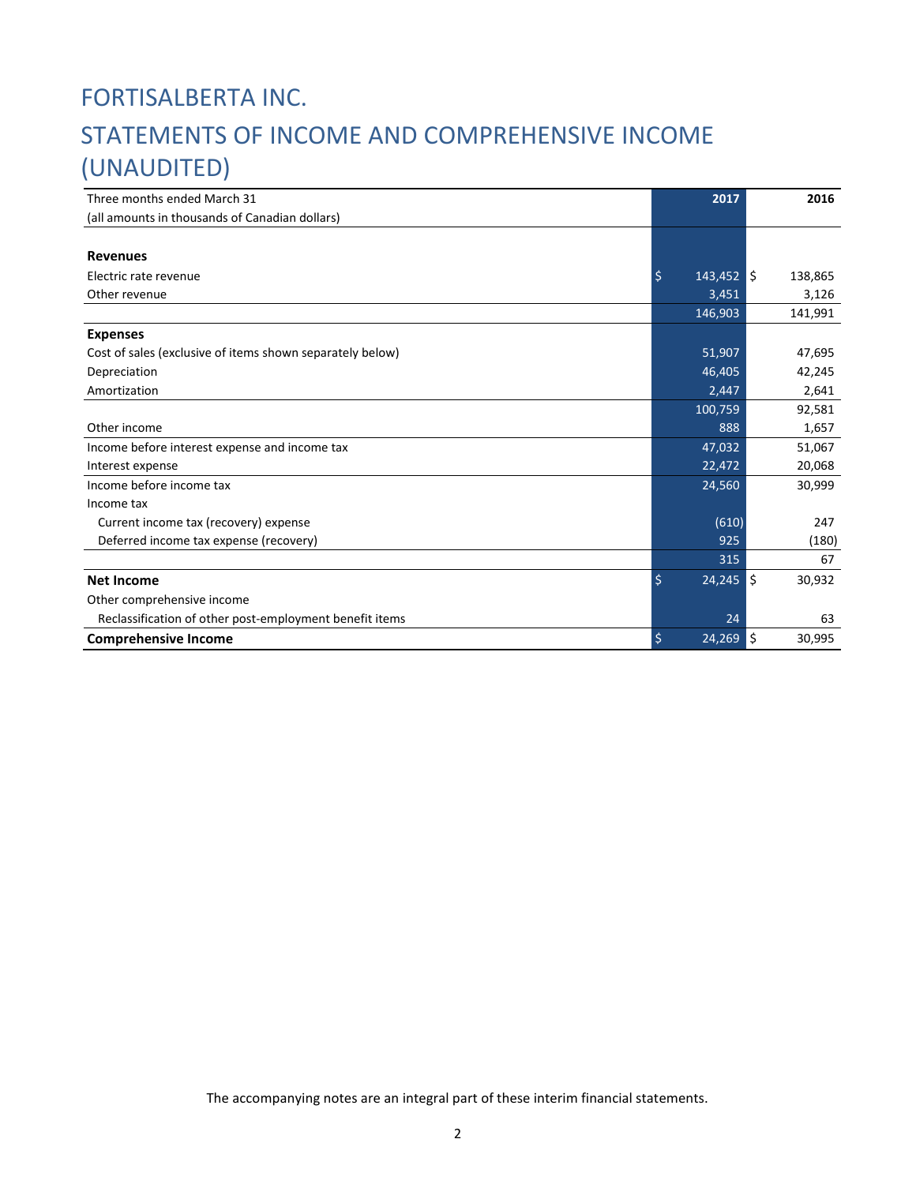# FORTISALBERTA INC.

# STATEMENTS OF INCOME AND COMPREHENSIVE INCOME (UNAUDITED)

| Three months ended March 31 (all amounts in thousands of Canadian dollars) | 2017 | 2016 |
|---|---|---|
| **Revenues** | | |
| Electric rate revenue | $ 143,452 | $ 138,865 |
| Other revenue | 3,451 | 3,126 |
| | 146,903 | 141,991 |
| **Expenses** | | |
| Cost of sales (exclusive of items shown separately below) | 51,907 | 47,695 |
| Depreciation | 46,405 | 42,245 |
| Amortization | 2,447 | 2,641 |
| | 100,759 | 92,581 |
| Other income | 888 | 1,657 |
| Income before interest expense and income tax | 47,032 | 51,067 |
| Interest expense | 22,472 | 20,068 |
| Income before income tax | 24,560 | 30,999 |
| Income tax | | |
| Current income tax (recovery) expense | (610) | 247 |
| Deferred income tax expense (recovery) | 925 | (180) |
| | 315 | 67 |
| **Net Income** | $ 24,245 | $ 30,932 |
| Other comprehensive income | | |
| Reclassification of other post-employment benefit items | 24 | 63 |
| **Comprehensive Income** | $ 24,269 | $ 30,995 |

The accompanying notes are an integral part of these interim financial statements.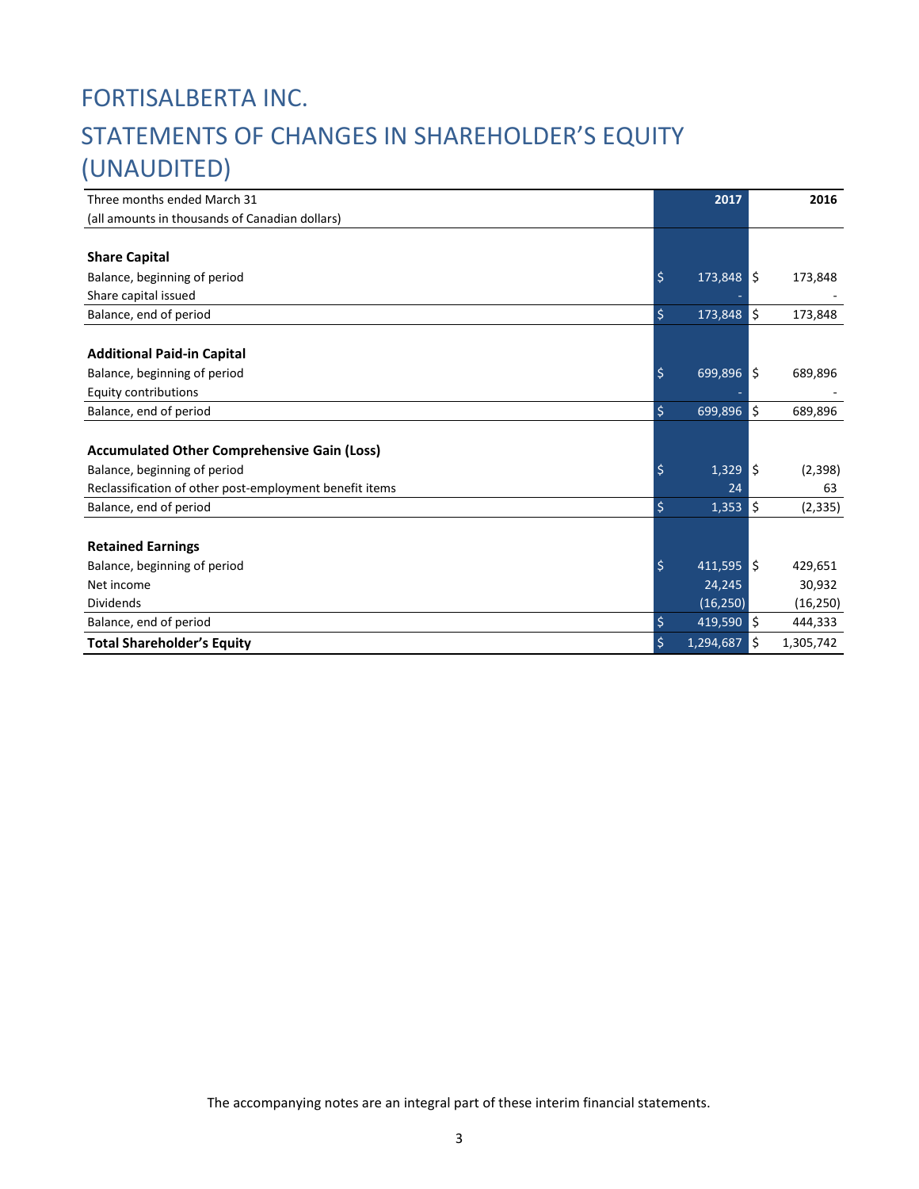# FORTISALBERTA INC.

# STATEMENTS OF CHANGES IN SHAREHOLDER'S EQUITY (UNAUDITED)

| Three months ended March 31<br>(all amounts in thousands of Canadian dollars) | 2017 | 2016 |
|---|---|---|
| **Share Capital** | | |
| Balance, beginning of period | $ 173,848 | $ 173,848 |
| Share capital issued | - | - |
| Balance, end of period | $ 173,848 | $ 173,848 |
| **Additional Paid-in Capital** | | |
| Balance, beginning of period | $ 699,896 | $ 689,896 |
| Equity contributions | - | - |
| Balance, end of period | $ 699,896 | $ 689,896 |
| **Accumulated Other Comprehensive Gain (Loss)** | | |
| Balance, beginning of period | $ 1,329 | $ (2,398) |
| Reclassification of other post-employment benefit items | 24 | 63 |
| Balance, end of period | $ 1,353 | $ (2,335) |
| **Retained Earnings** | | |
| Balance, beginning of period | $ 411,595 | $ 429,651 |
| Net income | 24,245 | 30,932 |
| Dividends | (16,250) | (16,250) |
| Balance, end of period | $ 419,590 | $ 444,333 |
| **Total Shareholder's Equity** | $ 1,294,687 | $ 1,305,742 |

The accompanying notes are an integral part of these interim financial statements.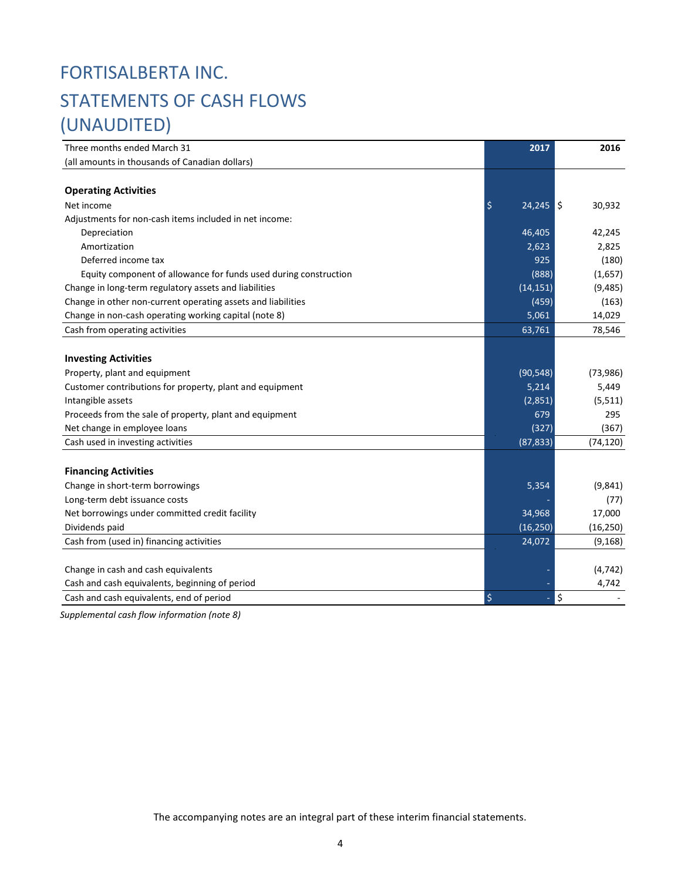# FORTISALBERTA INC.

# STATEMENTS OF CASH FLOWS

# (UNAUDITED)

| Three months ended March 31 | 2017 | 2016 |
|---|---|---|
| (all amounts in thousands of Canadian dollars) | | |
| **Operating Activities** | | |
| Net income | $ 24,245 | $ 30,932 |
| Adjustments for non-cash items included in net income: | | |
| Depreciation | 46,405 | 42,245 |
| Amortization | 2,623 | 2,825 |
| Deferred income tax | 925 | (180) |
| Equity component of allowance for funds used during construction | (888) | (1,657) |
| Change in long-term regulatory assets and liabilities | (14,151) | (9,485) |
| Change in other non-current operating assets and liabilities | (459) | (163) |
| Change in non-cash operating working capital (note 8) | 5,061 | 14,029 |
| Cash from operating activities | 63,761 | 78,546 |
| **Investing Activities** | | |
| Property, plant and equipment | (90,548) | (73,986) |
| Customer contributions for property, plant and equipment | 5,214 | 5,449 |
| Intangible assets | (2,851) | (5,511) |
| Proceeds from the sale of property, plant and equipment | 679 | 295 |
| Net change in employee loans | (327) | (367) |
| Cash used in investing activities | (87,833) | (74,120) |
| **Financing Activities** | | |
| Change in short-term borrowings | 5,354 | (9,841) |
| Long-term debt issuance costs | - | (77) |
| Net borrowings under committed credit facility | 34,968 | 17,000 |
| Dividends paid | (16,250) | (16,250) |
| Cash from (used in) financing activities | 24,072 | (9,168) |
| Change in cash and cash equivalents | - | (4,742) |
| Cash and cash equivalents, beginning of period | - | 4,742 |
| Cash and cash equivalents, end of period | $ - | $ - |

*Supplemental cash flow information (note 8)*

The accompanying notes are an integral part of these interim financial statements.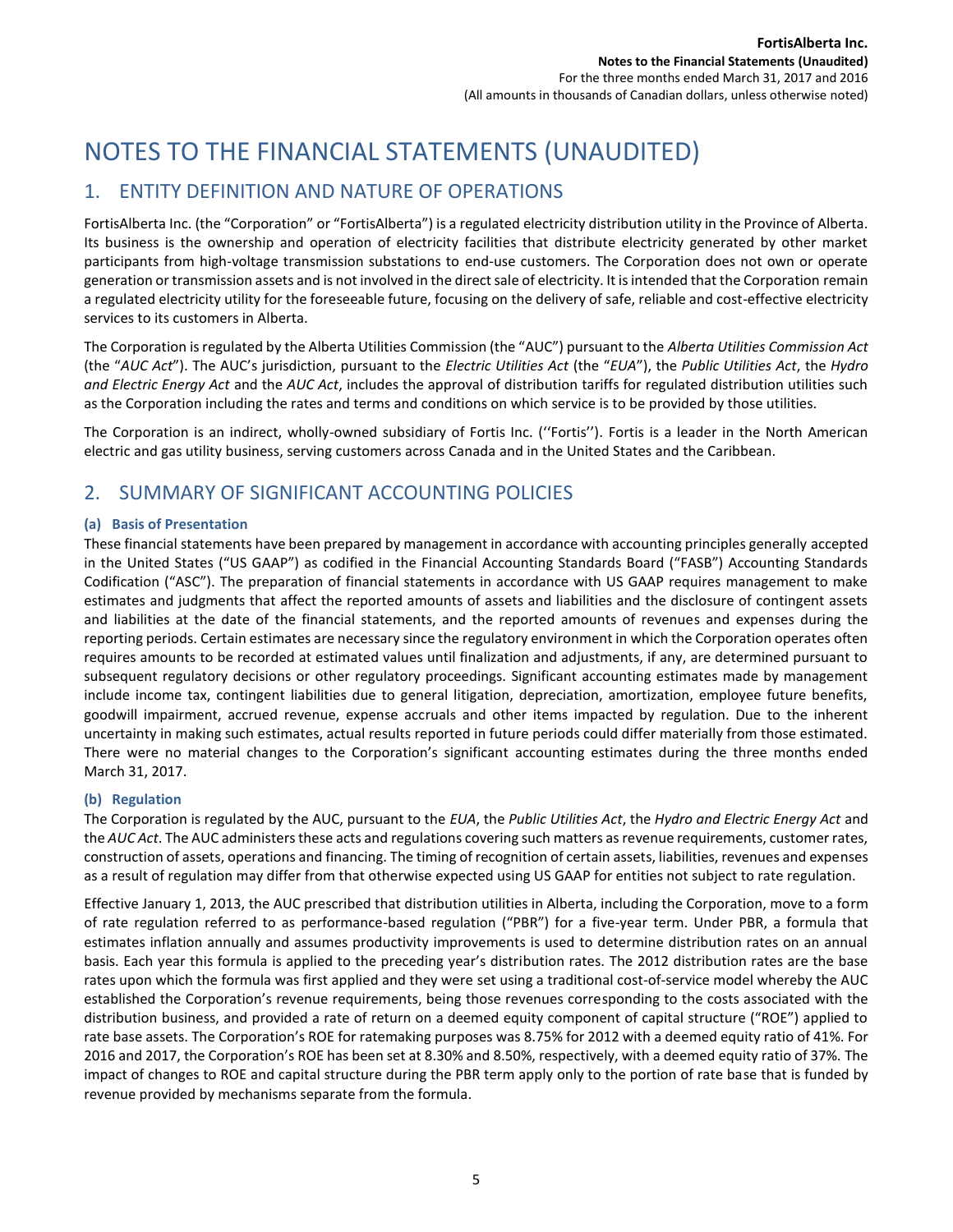# NOTES TO THE FINANCIAL STATEMENTS (UNAUDITED)

## 1. ENTITY DEFINITION AND NATURE OF OPERATIONS

FortisAlberta Inc. (the "Corporation" or "FortisAlberta") is a regulated electricity distribution utility in the Province of Alberta. Its business is the ownership and operation of electricity facilities that distribute electricity generated by other market participants from high-voltage transmission substations to end-use customers. The Corporation does not own or operate generation or transmission assets and is not involved in the direct sale of electricity. It is intended that the Corporation remain a regulated electricity utility for the foreseeable future, focusing on the delivery of safe, reliable and cost-effective electricity services to its customers in Alberta.

The Corporation is regulated by the Alberta Utilities Commission (the "AUC") pursuant to the *Alberta Utilities Commission Act* (the "*AUC Act*"). The AUC's jurisdiction, pursuant to the *Electric Utilities Act* (the "*EUA*"), the *Public Utilities Act*, the *Hydro and Electric Energy Act* and the *AUC Act*, includes the approval of distribution tariffs for regulated distribution utilities such as the Corporation including the rates and terms and conditions on which service is to be provided by those utilities.

The Corporation is an indirect, wholly-owned subsidiary of Fortis Inc. (''Fortis''). Fortis is a leader in the North American electric and gas utility business, serving customers across Canada and in the United States and the Caribbean.

## 2. SUMMARY OF SIGNIFICANT ACCOUNTING POLICIES

### (a) Basis of Presentation

These financial statements have been prepared by management in accordance with accounting principles generally accepted in the United States ("US GAAP") as codified in the Financial Accounting Standards Board ("FASB") Accounting Standards Codification ("ASC"). The preparation of financial statements in accordance with US GAAP requires management to make estimates and judgments that affect the reported amounts of assets and liabilities and the disclosure of contingent assets and liabilities at the date of the financial statements, and the reported amounts of revenues and expenses during the reporting periods. Certain estimates are necessary since the regulatory environment in which the Corporation operates often requires amounts to be recorded at estimated values until finalization and adjustments, if any, are determined pursuant to subsequent regulatory decisions or other regulatory proceedings. Significant accounting estimates made by management include income tax, contingent liabilities due to general litigation, depreciation, amortization, employee future benefits, goodwill impairment, accrued revenue, expense accruals and other items impacted by regulation. Due to the inherent uncertainty in making such estimates, actual results reported in future periods could differ materially from those estimated. There were no material changes to the Corporation's significant accounting estimates during the three months ended March 31, 2017.

### (b) Regulation

The Corporation is regulated by the AUC, pursuant to the *EUA*, the *Public Utilities Act*, the *Hydro and Electric Energy Act* and the *AUC Act*. The AUC administers these acts and regulations covering such matters as revenue requirements, customer rates, construction of assets, operations and financing. The timing of recognition of certain assets, liabilities, revenues and expenses as a result of regulation may differ from that otherwise expected using US GAAP for entities not subject to rate regulation.

Effective January 1, 2013, the AUC prescribed that distribution utilities in Alberta, including the Corporation, move to a form of rate regulation referred to as performance-based regulation ("PBR") for a five-year term. Under PBR, a formula that estimates inflation annually and assumes productivity improvements is used to determine distribution rates on an annual basis. Each year this formula is applied to the preceding year's distribution rates. The 2012 distribution rates are the base rates upon which the formula was first applied and they were set using a traditional cost-of-service model whereby the AUC established the Corporation's revenue requirements, being those revenues corresponding to the costs associated with the distribution business, and provided a rate of return on a deemed equity component of capital structure ("ROE") applied to rate base assets. The Corporation's ROE for ratemaking purposes was 8.75% for 2012 with a deemed equity ratio of 41%. For 2016 and 2017, the Corporation's ROE has been set at 8.30% and 8.50%, respectively, with a deemed equity ratio of 37%. The impact of changes to ROE and capital structure during the PBR term apply only to the portion of rate base that is funded by revenue provided by mechanisms separate from the formula.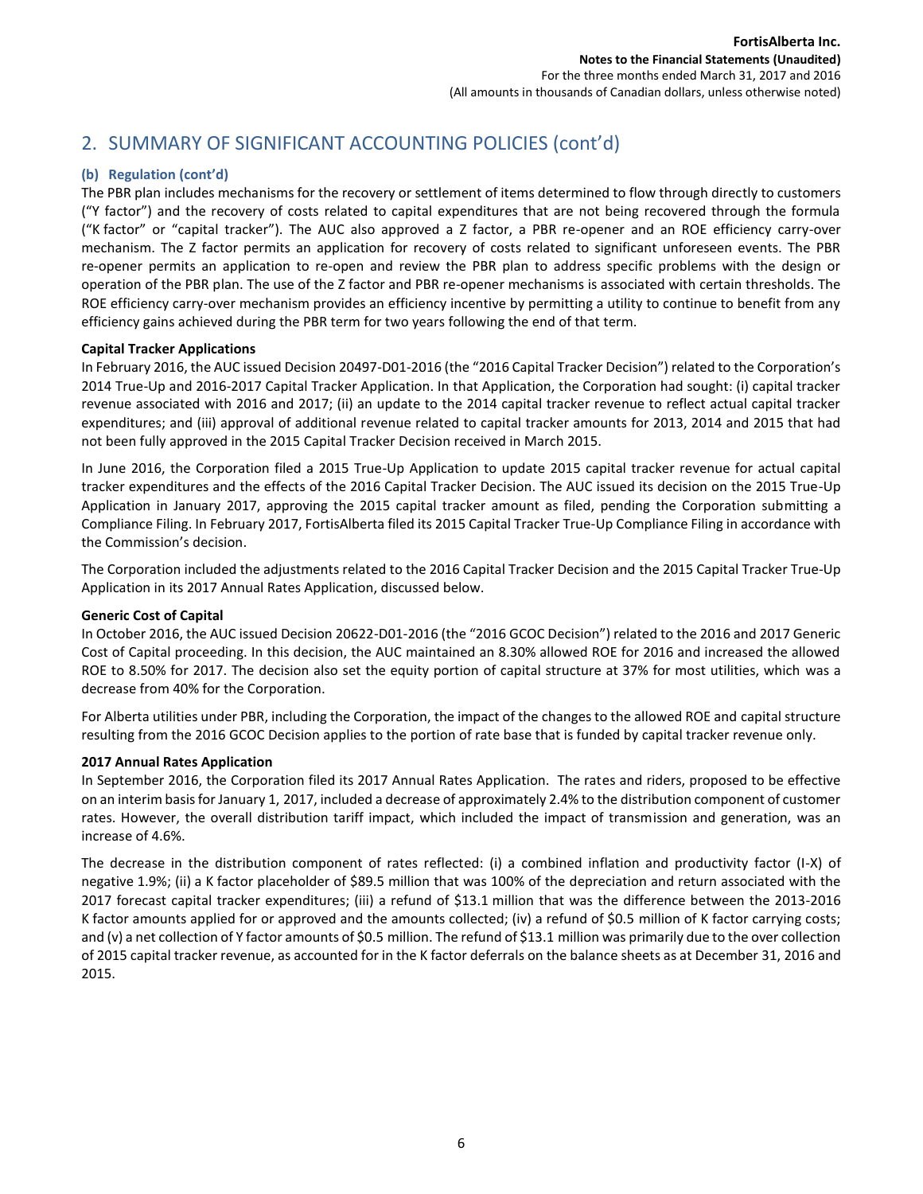## 2. SUMMARY OF SIGNIFICANT ACCOUNTING POLICIES (cont'd)

### (b) Regulation (cont'd)

The PBR plan includes mechanisms for the recovery or settlement of items determined to flow through directly to customers ("Y factor") and the recovery of costs related to capital expenditures that are not being recovered through the formula ("K factor" or "capital tracker"). The AUC also approved a Z factor, a PBR re-opener and an ROE efficiency carry-over mechanism. The Z factor permits an application for recovery of costs related to significant unforeseen events. The PBR re-opener permits an application to re-open and review the PBR plan to address specific problems with the design or operation of the PBR plan. The use of the Z factor and PBR re-opener mechanisms is associated with certain thresholds. The ROE efficiency carry-over mechanism provides an efficiency incentive by permitting a utility to continue to benefit from any efficiency gains achieved during the PBR term for two years following the end of that term.

**Capital Tracker Applications**

In February 2016, the AUC issued Decision 20497-D01-2016 (the "2016 Capital Tracker Decision") related to the Corporation's 2014 True-Up and 2016-2017 Capital Tracker Application. In that Application, the Corporation had sought: (i) capital tracker revenue associated with 2016 and 2017; (ii) an update to the 2014 capital tracker revenue to reflect actual capital tracker expenditures; and (iii) approval of additional revenue related to capital tracker amounts for 2013, 2014 and 2015 that had not been fully approved in the 2015 Capital Tracker Decision received in March 2015.

In June 2016, the Corporation filed a 2015 True-Up Application to update 2015 capital tracker revenue for actual capital tracker expenditures and the effects of the 2016 Capital Tracker Decision. The AUC issued its decision on the 2015 True-Up Application in January 2017, approving the 2015 capital tracker amount as filed, pending the Corporation submitting a Compliance Filing. In February 2017, FortisAlberta filed its 2015 Capital Tracker True-Up Compliance Filing in accordance with the Commission's decision.

The Corporation included the adjustments related to the 2016 Capital Tracker Decision and the 2015 Capital Tracker True-Up Application in its 2017 Annual Rates Application, discussed below.

**Generic Cost of Capital**

In October 2016, the AUC issued Decision 20622-D01-2016 (the "2016 GCOC Decision") related to the 2016 and 2017 Generic Cost of Capital proceeding. In this decision, the AUC maintained an 8.30% allowed ROE for 2016 and increased the allowed ROE to 8.50% for 2017. The decision also set the equity portion of capital structure at 37% for most utilities, which was a decrease from 40% for the Corporation.

For Alberta utilities under PBR, including the Corporation, the impact of the changes to the allowed ROE and capital structure resulting from the 2016 GCOC Decision applies to the portion of rate base that is funded by capital tracker revenue only.

**2017 Annual Rates Application**

In September 2016, the Corporation filed its 2017 Annual Rates Application. The rates and riders, proposed to be effective on an interim basis for January 1, 2017, included a decrease of approximately 2.4% to the distribution component of customer rates. However, the overall distribution tariff impact, which included the impact of transmission and generation, was an increase of 4.6%.

The decrease in the distribution component of rates reflected: (i) a combined inflation and productivity factor (I-X) of negative 1.9%; (ii) a K factor placeholder of $89.5 million that was 100% of the depreciation and return associated with the 2017 forecast capital tracker expenditures; (iii) a refund of $13.1 million that was the difference between the 2013-2016 K factor amounts applied for or approved and the amounts collected; (iv) a refund of $0.5 million of K factor carrying costs; and (v) a net collection of Y factor amounts of $0.5 million. The refund of $13.1 million was primarily due to the over collection of 2015 capital tracker revenue, as accounted for in the K factor deferrals on the balance sheets as at December 31, 2016 and 2015.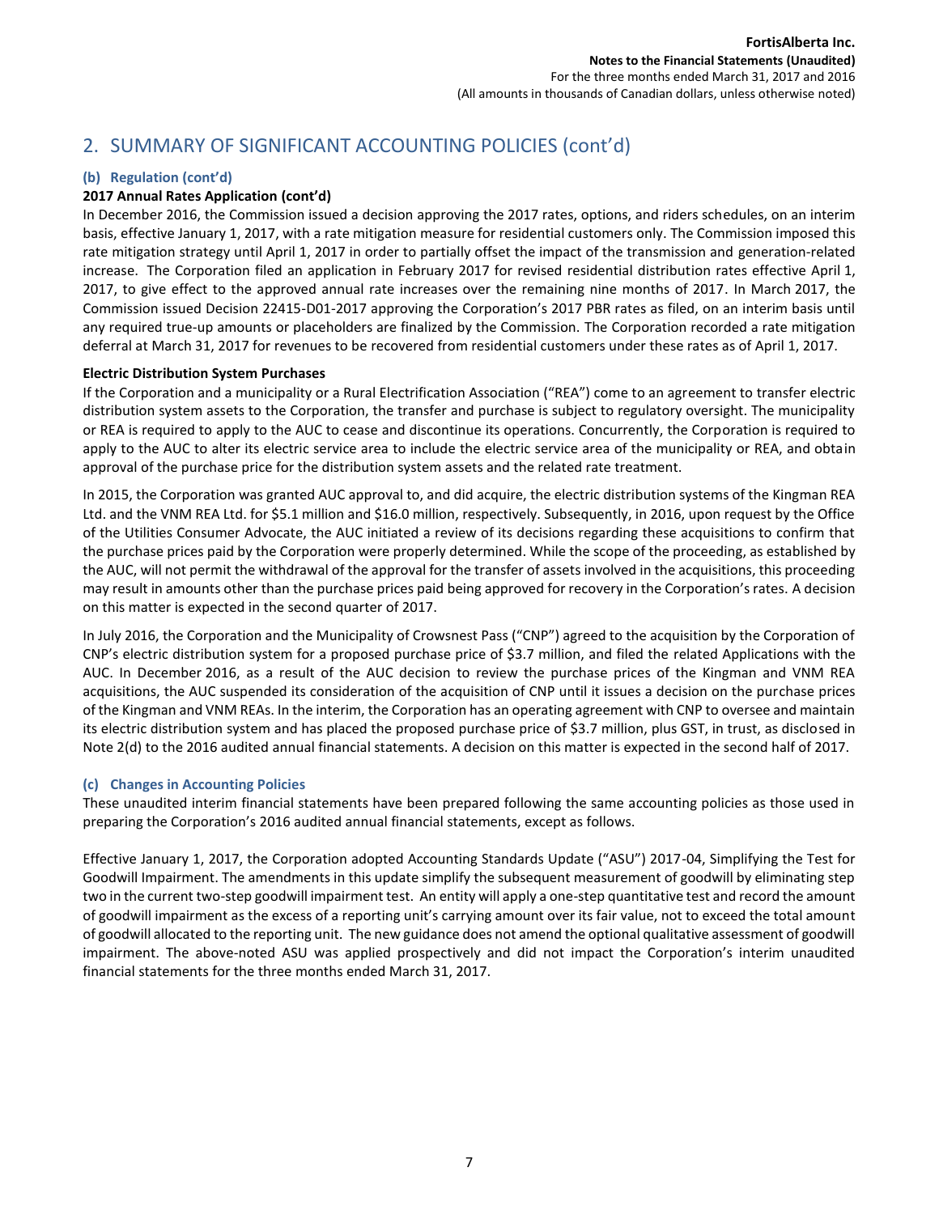## 2. SUMMARY OF SIGNIFICANT ACCOUNTING POLICIES (cont'd)

### (b) Regulation (cont'd)

**2017 Annual Rates Application (cont'd)**

In December 2016, the Commission issued a decision approving the 2017 rates, options, and riders schedules, on an interim basis, effective January 1, 2017, with a rate mitigation measure for residential customers only. The Commission imposed this rate mitigation strategy until April 1, 2017 in order to partially offset the impact of the transmission and generation-related increase. The Corporation filed an application in February 2017 for revised residential distribution rates effective April 1, 2017, to give effect to the approved annual rate increases over the remaining nine months of 2017. In March 2017, the Commission issued Decision 22415-D01-2017 approving the Corporation's 2017 PBR rates as filed, on an interim basis until any required true-up amounts or placeholders are finalized by the Commission. The Corporation recorded a rate mitigation deferral at March 31, 2017 for revenues to be recovered from residential customers under these rates as of April 1, 2017.

**Electric Distribution System Purchases**

If the Corporation and a municipality or a Rural Electrification Association ("REA") come to an agreement to transfer electric distribution system assets to the Corporation, the transfer and purchase is subject to regulatory oversight. The municipality or REA is required to apply to the AUC to cease and discontinue its operations. Concurrently, the Corporation is required to apply to the AUC to alter its electric service area to include the electric service area of the municipality or REA, and obtain approval of the purchase price for the distribution system assets and the related rate treatment.

In 2015, the Corporation was granted AUC approval to, and did acquire, the electric distribution systems of the Kingman REA Ltd. and the VNM REA Ltd. for $5.1 million and $16.0 million, respectively. Subsequently, in 2016, upon request by the Office of the Utilities Consumer Advocate, the AUC initiated a review of its decisions regarding these acquisitions to confirm that the purchase prices paid by the Corporation were properly determined. While the scope of the proceeding, as established by the AUC, will not permit the withdrawal of the approval for the transfer of assets involved in the acquisitions, this proceeding may result in amounts other than the purchase prices paid being approved for recovery in the Corporation's rates. A decision on this matter is expected in the second quarter of 2017.

In July 2016, the Corporation and the Municipality of Crowsnest Pass ("CNP") agreed to the acquisition by the Corporation of CNP's electric distribution system for a proposed purchase price of $3.7 million, and filed the related Applications with the AUC. In December 2016, as a result of the AUC decision to review the purchase prices of the Kingman and VNM REA acquisitions, the AUC suspended its consideration of the acquisition of CNP until it issues a decision on the purchase prices of the Kingman and VNM REAs. In the interim, the Corporation has an operating agreement with CNP to oversee and maintain its electric distribution system and has placed the proposed purchase price of $3.7 million, plus GST, in trust, as disclosed in Note 2(d) to the 2016 audited annual financial statements. A decision on this matter is expected in the second half of 2017.

### (c) Changes in Accounting Policies

These unaudited interim financial statements have been prepared following the same accounting policies as those used in preparing the Corporation's 2016 audited annual financial statements, except as follows.

Effective January 1, 2017, the Corporation adopted Accounting Standards Update ("ASU") 2017-04, Simplifying the Test for Goodwill Impairment. The amendments in this update simplify the subsequent measurement of goodwill by eliminating step two in the current two-step goodwill impairment test. An entity will apply a one-step quantitative test and record the amount of goodwill impairment as the excess of a reporting unit's carrying amount over its fair value, not to exceed the total amount of goodwill allocated to the reporting unit. The new guidance does not amend the optional qualitative assessment of goodwill impairment. The above-noted ASU was applied prospectively and did not impact the Corporation's interim unaudited financial statements for the three months ended March 31, 2017.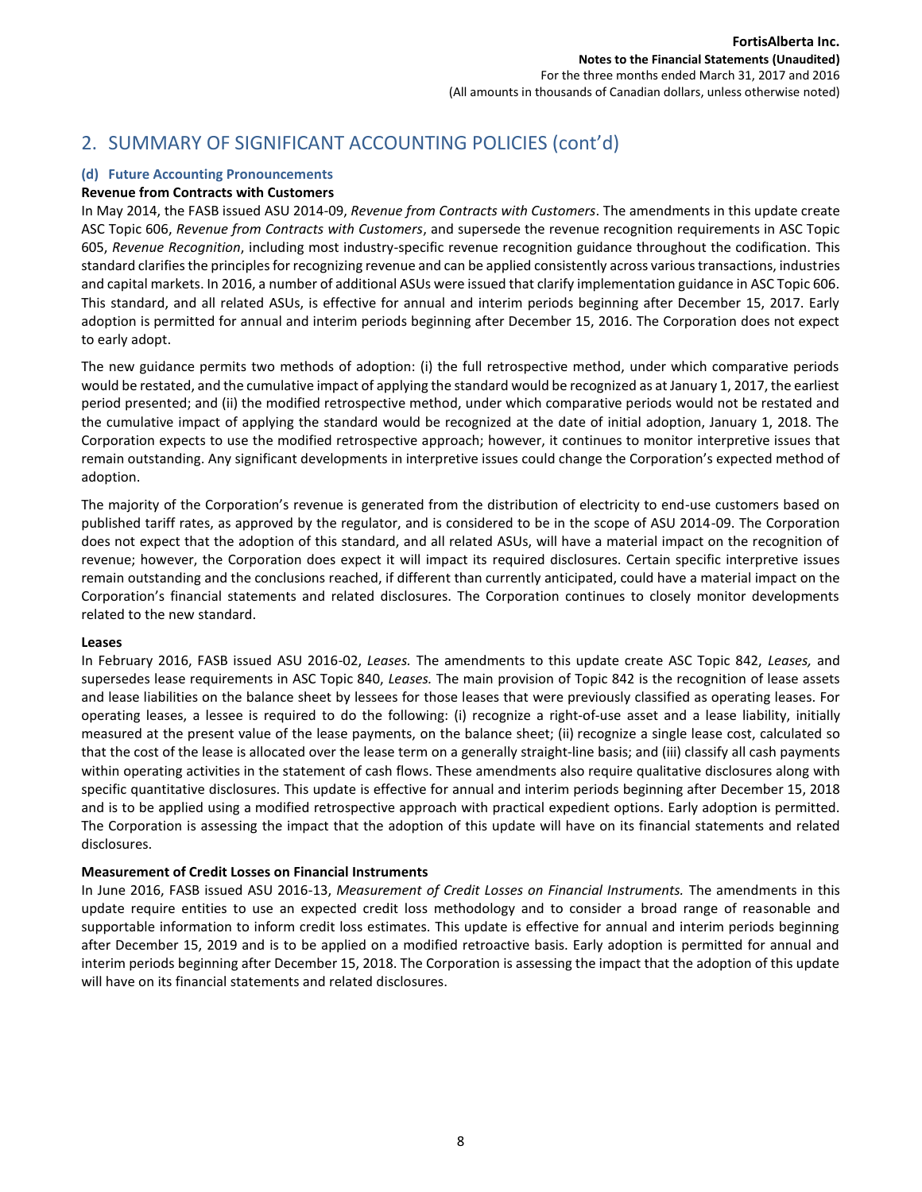## 2. SUMMARY OF SIGNIFICANT ACCOUNTING POLICIES (cont'd)

### (d) Future Accounting Pronouncements

**Revenue from Contracts with Customers**

In May 2014, the FASB issued ASU 2014-09, *Revenue from Contracts with Customers*. The amendments in this update create ASC Topic 606, *Revenue from Contracts with Customers*, and supersede the revenue recognition requirements in ASC Topic 605, *Revenue Recognition*, including most industry-specific revenue recognition guidance throughout the codification. This standard clarifies the principles for recognizing revenue and can be applied consistently across various transactions, industries and capital markets. In 2016, a number of additional ASUs were issued that clarify implementation guidance in ASC Topic 606. This standard, and all related ASUs, is effective for annual and interim periods beginning after December 15, 2017. Early adoption is permitted for annual and interim periods beginning after December 15, 2016. The Corporation does not expect to early adopt.

The new guidance permits two methods of adoption: (i) the full retrospective method, under which comparative periods would be restated, and the cumulative impact of applying the standard would be recognized as at January 1, 2017, the earliest period presented; and (ii) the modified retrospective method, under which comparative periods would not be restated and the cumulative impact of applying the standard would be recognized at the date of initial adoption, January 1, 2018. The Corporation expects to use the modified retrospective approach; however, it continues to monitor interpretive issues that remain outstanding. Any significant developments in interpretive issues could change the Corporation's expected method of adoption.

The majority of the Corporation's revenue is generated from the distribution of electricity to end-use customers based on published tariff rates, as approved by the regulator, and is considered to be in the scope of ASU 2014-09. The Corporation does not expect that the adoption of this standard, and all related ASUs, will have a material impact on the recognition of revenue; however, the Corporation does expect it will impact its required disclosures. Certain specific interpretive issues remain outstanding and the conclusions reached, if different than currently anticipated, could have a material impact on the Corporation's financial statements and related disclosures. The Corporation continues to closely monitor developments related to the new standard.

**Leases**

In February 2016, FASB issued ASU 2016-02, *Leases.* The amendments to this update create ASC Topic 842, *Leases,* and supersedes lease requirements in ASC Topic 840, *Leases.* The main provision of Topic 842 is the recognition of lease assets and lease liabilities on the balance sheet by lessees for those leases that were previously classified as operating leases. For operating leases, a lessee is required to do the following: (i) recognize a right-of-use asset and a lease liability, initially measured at the present value of the lease payments, on the balance sheet; (ii) recognize a single lease cost, calculated so that the cost of the lease is allocated over the lease term on a generally straight-line basis; and (iii) classify all cash payments within operating activities in the statement of cash flows. These amendments also require qualitative disclosures along with specific quantitative disclosures. This update is effective for annual and interim periods beginning after December 15, 2018 and is to be applied using a modified retrospective approach with practical expedient options. Early adoption is permitted. The Corporation is assessing the impact that the adoption of this update will have on its financial statements and related disclosures.

**Measurement of Credit Losses on Financial Instruments**

In June 2016, FASB issued ASU 2016-13, *Measurement of Credit Losses on Financial Instruments.* The amendments in this update require entities to use an expected credit loss methodology and to consider a broad range of reasonable and supportable information to inform credit loss estimates. This update is effective for annual and interim periods beginning after December 15, 2019 and is to be applied on a modified retroactive basis. Early adoption is permitted for annual and interim periods beginning after December 15, 2018. The Corporation is assessing the impact that the adoption of this update will have on its financial statements and related disclosures.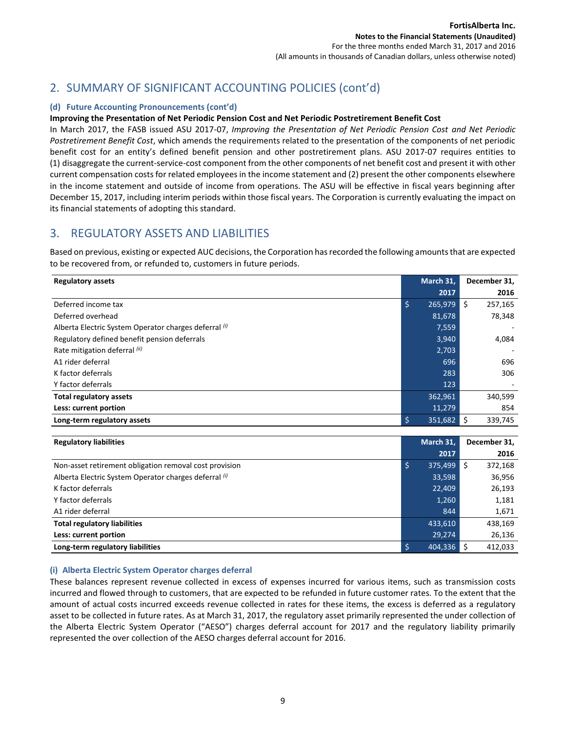## 2. SUMMARY OF SIGNIFICANT ACCOUNTING POLICIES (cont'd)

### (d) Future Accounting Pronouncements (cont'd)

**Improving the Presentation of Net Periodic Pension Cost and Net Periodic Postretirement Benefit Cost**

In March 2017, the FASB issued ASU 2017-07, *Improving the Presentation of Net Periodic Pension Cost and Net Periodic Postretirement Benefit Cost*, which amends the requirements related to the presentation of the components of net periodic benefit cost for an entity's defined benefit pension and other postretirement plans. ASU 2017-07 requires entities to (1) disaggregate the current-service-cost component from the other components of net benefit cost and present it with other current compensation costs for related employees in the income statement and (2) present the other components elsewhere in the income statement and outside of income from operations. The ASU will be effective in fiscal years beginning after December 15, 2017, including interim periods within those fiscal years. The Corporation is currently evaluating the impact on its financial statements of adopting this standard.

## 3. REGULATORY ASSETS AND LIABILITIES

Based on previous, existing or expected AUC decisions, the Corporation has recorded the following amounts that are expected to be recovered from, or refunded to, customers in future periods.

| Regulatory assets | March 31, 2017 | December 31, 2016 |
|---|---|---|
| Deferred income tax | $ 265,979 | $ 257,165 |
| Deferred overhead | 81,678 | 78,348 |
| Alberta Electric System Operator charges deferral (i) | 7,559 | - |
| Regulatory defined benefit pension deferrals | 3,940 | 4,084 |
| Rate mitigation deferral (ii) | 2,703 | - |
| A1 rider deferral | 696 | 696 |
| K factor deferrals | 283 | 306 |
| Y factor deferrals | 123 | - |
| **Total regulatory assets** | 362,961 | 340,599 |
| **Less: current portion** | 11,279 | 854 |
| **Long-term regulatory assets** | $ 351,682 | $ 339,745 |

| Regulatory liabilities | March 31, 2017 | December 31, 2016 |
|---|---|---|
| Non-asset retirement obligation removal cost provision | $ 375,499 | $ 372,168 |
| Alberta Electric System Operator charges deferral (i) | 33,598 | 36,956 |
| K factor deferrals | 22,409 | 26,193 |
| Y factor deferrals | 1,260 | 1,181 |
| A1 rider deferral | 844 | 1,671 |
| **Total regulatory liabilities** | 433,610 | 438,169 |
| **Less: current portion** | 29,274 | 26,136 |
| **Long-term regulatory liabilities** | $ 404,336 | $ 412,033 |

### (i) Alberta Electric System Operator charges deferral

These balances represent revenue collected in excess of expenses incurred for various items, such as transmission costs incurred and flowed through to customers, that are expected to be refunded in future customer rates. To the extent that the amount of actual costs incurred exceeds revenue collected in rates for these items, the excess is deferred as a regulatory asset to be collected in future rates. As at March 31, 2017, the regulatory asset primarily represented the under collection of the Alberta Electric System Operator ("AESO") charges deferral account for 2017 and the regulatory liability primarily represented the over collection of the AESO charges deferral account for 2016.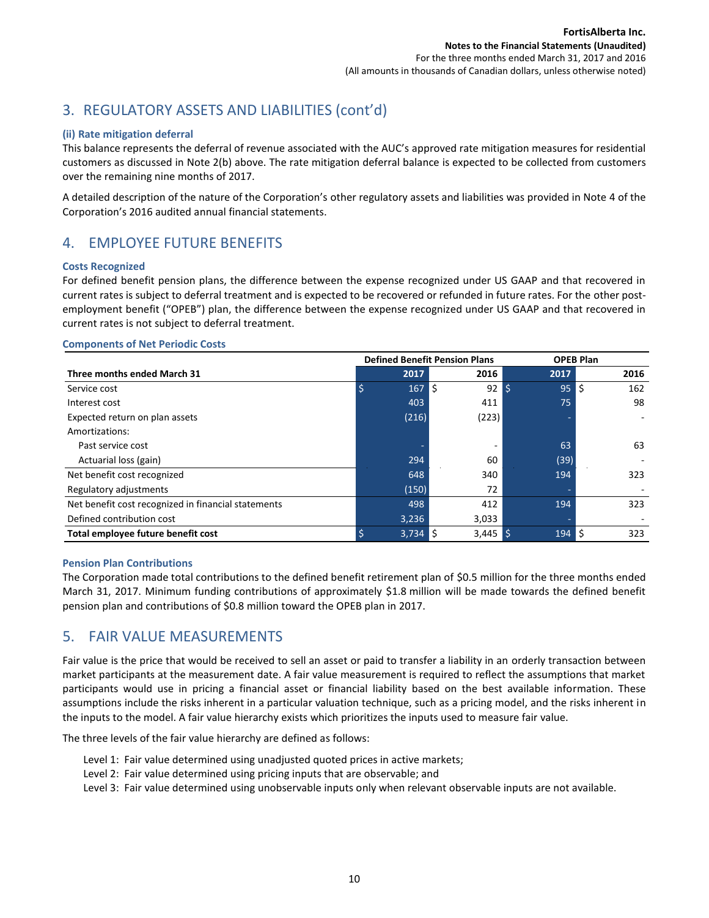## 3. REGULATORY ASSETS AND LIABILITIES (cont'd)

### (ii) Rate mitigation deferral

This balance represents the deferral of revenue associated with the AUC's approved rate mitigation measures for residential customers as discussed in Note 2(b) above. The rate mitigation deferral balance is expected to be collected from customers over the remaining nine months of 2017.

A detailed description of the nature of the Corporation's other regulatory assets and liabilities was provided in Note 4 of the Corporation's 2016 audited annual financial statements.

## 4. EMPLOYEE FUTURE BENEFITS

### Costs Recognized

For defined benefit pension plans, the difference between the expense recognized under US GAAP and that recovered in current rates is subject to deferral treatment and is expected to be recovered or refunded in future rates. For the other post-employment benefit ("OPEB") plan, the difference between the expense recognized under US GAAP and that recovered in current rates is not subject to deferral treatment.

### Components of Net Periodic Costs

| | Defined Benefit Pension Plans | | OPEB Plan | |
|---|---|---|---|---|
| **Three months ended March 31** | **2017** | **2016** | **2017** | **2016** |
| Service cost | $ 167 | $ 92 | $ 95 | $ 162 |
| Interest cost | 403 | 411 | 75 | 98 |
| Expected return on plan assets | (216) | (223) | - | - |
| Amortizations: | | | | |
| Past service cost | - | - | 63 | 63 |
| Actuarial loss (gain) | 294 | 60 | (39) | - |
| Net benefit cost recognized | 648 | 340 | 194 | 323 |
| Regulatory adjustments | (150) | 72 | - | - |
| Net benefit cost recognized in financial statements | 498 | 412 | 194 | 323 |
| Defined contribution cost | 3,236 | 3,033 | - | - |
| **Total employee future benefit cost** | $ 3,734 | $ 3,445 | $ 194 | $ 323 |

### Pension Plan Contributions

The Corporation made total contributions to the defined benefit retirement plan of $0.5 million for the three months ended March 31, 2017. Minimum funding contributions of approximately $1.8 million will be made towards the defined benefit pension plan and contributions of $0.8 million toward the OPEB plan in 2017.

## 5. FAIR VALUE MEASUREMENTS

Fair value is the price that would be received to sell an asset or paid to transfer a liability in an orderly transaction between market participants at the measurement date. A fair value measurement is required to reflect the assumptions that market participants would use in pricing a financial asset or financial liability based on the best available information. These assumptions include the risks inherent in a particular valuation technique, such as a pricing model, and the risks inherent in the inputs to the model. A fair value hierarchy exists which prioritizes the inputs used to measure fair value.

The three levels of the fair value hierarchy are defined as follows:

Level 1: Fair value determined using unadjusted quoted prices in active markets;
Level 2: Fair value determined using pricing inputs that are observable; and
Level 3: Fair value determined using unobservable inputs only when relevant observable inputs are not available.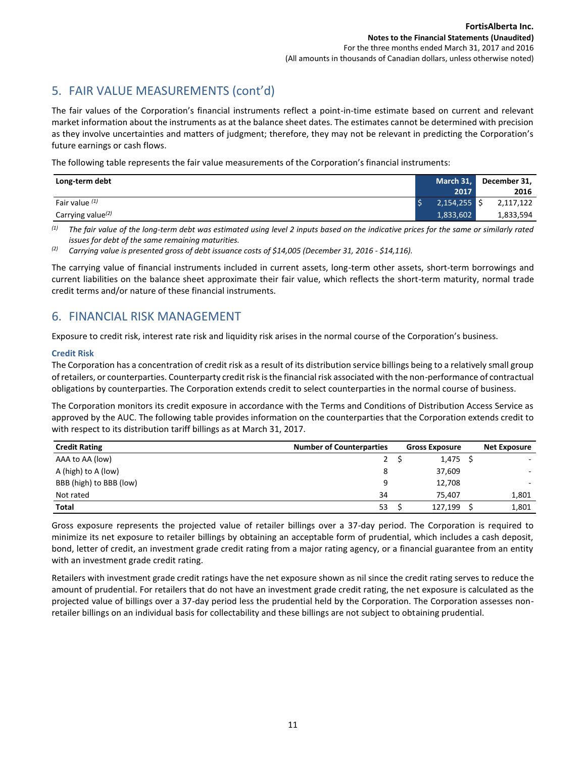## 5. FAIR VALUE MEASUREMENTS (cont'd)

The fair values of the Corporation's financial instruments reflect a point-in-time estimate based on current and relevant market information about the instruments as at the balance sheet dates. The estimates cannot be determined with precision as they involve uncertainties and matters of judgment; therefore, they may not be relevant in predicting the Corporation's future earnings or cash flows.

The following table represents the fair value measurements of the Corporation's financial instruments:

| Long-term debt | March 31, 2017 | December 31, 2016 |
|---|---|---|
| Fair value [(1)] | $ 2,154,255 | $ 2,117,122 |
| Carrying value[(2)] | 1,833,602 | 1,833,594 |

[(1)] *The fair value of the long-term debt was estimated using level 2 inputs based on the indicative prices for the same or similarly rated issues for debt of the same remaining maturities.*

[(2)] *Carrying value is presented gross of debt issuance costs of $14,005 (December 31, 2016 - $14,116).*

The carrying value of financial instruments included in current assets, long-term other assets, short-term borrowings and current liabilities on the balance sheet approximate their fair value, which reflects the short-term maturity, normal trade credit terms and/or nature of these financial instruments.

## 6. FINANCIAL RISK MANAGEMENT

Exposure to credit risk, interest rate risk and liquidity risk arises in the normal course of the Corporation's business.

### Credit Risk

The Corporation has a concentration of credit risk as a result of its distribution service billings being to a relatively small group of retailers, or counterparties. Counterparty credit risk is the financial risk associated with the non-performance of contractual obligations by counterparties. The Corporation extends credit to select counterparties in the normal course of business.

The Corporation monitors its credit exposure in accordance with the Terms and Conditions of Distribution Access Service as approved by the AUC. The following table provides information on the counterparties that the Corporation extends credit to with respect to its distribution tariff billings as at March 31, 2017.

| Credit Rating | Number of Counterparties | Gross Exposure | Net Exposure |
|---|---|---|---|
| AAA to AA (low) | 2 | $ 1,475 | $ - |
| A (high) to A (low) | 8 | 37,609 | - |
| BBB (high) to BBB (low) | 9 | 12,708 | - |
| Not rated | 34 | 75,407 | 1,801 |
| **Total** | 53 | $ 127,199 | $ 1,801 |

Gross exposure represents the projected value of retailer billings over a 37-day period. The Corporation is required to minimize its net exposure to retailer billings by obtaining an acceptable form of prudential, which includes a cash deposit, bond, letter of credit, an investment grade credit rating from a major rating agency, or a financial guarantee from an entity with an investment grade credit rating.

Retailers with investment grade credit ratings have the net exposure shown as nil since the credit rating serves to reduce the amount of prudential. For retailers that do not have an investment grade credit rating, the net exposure is calculated as the projected value of billings over a 37-day period less the prudential held by the Corporation. The Corporation assesses non-retailer billings on an individual basis for collectability and these billings are not subject to obtaining prudential.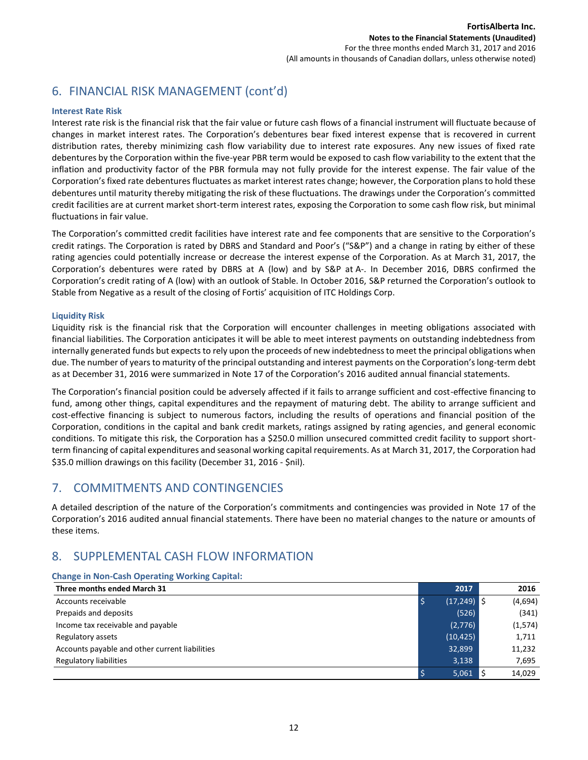## 6. FINANCIAL RISK MANAGEMENT (cont'd)

### Interest Rate Risk

Interest rate risk is the financial risk that the fair value or future cash flows of a financial instrument will fluctuate because of changes in market interest rates. The Corporation's debentures bear fixed interest expense that is recovered in current distribution rates, thereby minimizing cash flow variability due to interest rate exposures. Any new issues of fixed rate debentures by the Corporation within the five-year PBR term would be exposed to cash flow variability to the extent that the inflation and productivity factor of the PBR formula may not fully provide for the interest expense. The fair value of the Corporation's fixed rate debentures fluctuates as market interest rates change; however, the Corporation plans to hold these debentures until maturity thereby mitigating the risk of these fluctuations. The drawings under the Corporation's committed credit facilities are at current market short-term interest rates, exposing the Corporation to some cash flow risk, but minimal fluctuations in fair value.

The Corporation's committed credit facilities have interest rate and fee components that are sensitive to the Corporation's credit ratings. The Corporation is rated by DBRS and Standard and Poor's ("S&P") and a change in rating by either of these rating agencies could potentially increase or decrease the interest expense of the Corporation. As at March 31, 2017, the Corporation's debentures were rated by DBRS at A (low) and by S&P at A-. In December 2016, DBRS confirmed the Corporation's credit rating of A (low) with an outlook of Stable. In October 2016, S&P returned the Corporation's outlook to Stable from Negative as a result of the closing of Fortis' acquisition of ITC Holdings Corp.

### Liquidity Risk

Liquidity risk is the financial risk that the Corporation will encounter challenges in meeting obligations associated with financial liabilities. The Corporation anticipates it will be able to meet interest payments on outstanding indebtedness from internally generated funds but expects to rely upon the proceeds of new indebtedness to meet the principal obligations when due. The number of years to maturity of the principal outstanding and interest payments on the Corporation's long-term debt as at December 31, 2016 were summarized in Note 17 of the Corporation's 2016 audited annual financial statements.

The Corporation's financial position could be adversely affected if it fails to arrange sufficient and cost-effective financing to fund, among other things, capital expenditures and the repayment of maturing debt. The ability to arrange sufficient and cost-effective financing is subject to numerous factors, including the results of operations and financial position of the Corporation, conditions in the capital and bank credit markets, ratings assigned by rating agencies, and general economic conditions. To mitigate this risk, the Corporation has a $250.0 million unsecured committed credit facility to support short-term financing of capital expenditures and seasonal working capital requirements. As at March 31, 2017, the Corporation had $35.0 million drawings on this facility (December 31, 2016 - $nil).

## 7. COMMITMENTS AND CONTINGENCIES

A detailed description of the nature of the Corporation's commitments and contingencies was provided in Note 17 of the Corporation's 2016 audited annual financial statements. There have been no material changes to the nature or amounts of these items.

## 8. SUPPLEMENTAL CASH FLOW INFORMATION

### Change in Non-Cash Operating Working Capital:

| Three months ended March 31 | 2017 | 2016 |
|---|---|---|
| Accounts receivable | $ (17,249) | $ (4,694) |
| Prepaids and deposits | (526) | (341) |
| Income tax receivable and payable | (2,776) | (1,574) |
| Regulatory assets | (10,425) | 1,711 |
| Accounts payable and other current liabilities | 32,899 | 11,232 |
| Regulatory liabilities | 3,138 | 7,695 |
| | $ 5,061 | $ 14,029 |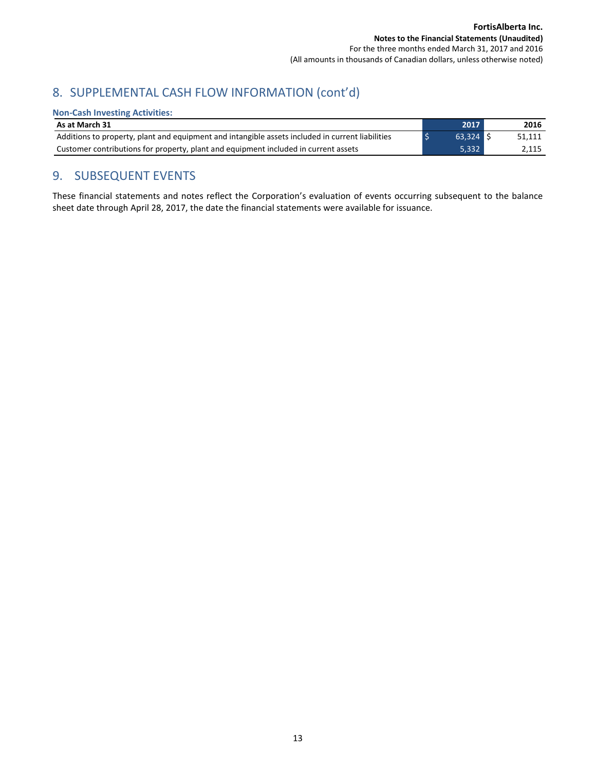## 8. SUPPLEMENTAL CASH FLOW INFORMATION (cont'd)

**Non-Cash Investing Activities:**

| As at March 31 | 2017 | 2016 |
|---|---|---|
| Additions to property, plant and equipment and intangible assets included in current liabilities | $ 63,324 | $ 51,111 |
| Customer contributions for property, plant and equipment included in current assets | 5,332 | 2,115 |

## 9. SUBSEQUENT EVENTS

These financial statements and notes reflect the Corporation's evaluation of events occurring subsequent to the balance sheet date through April 28, 2017, the date the financial statements were available for issuance.